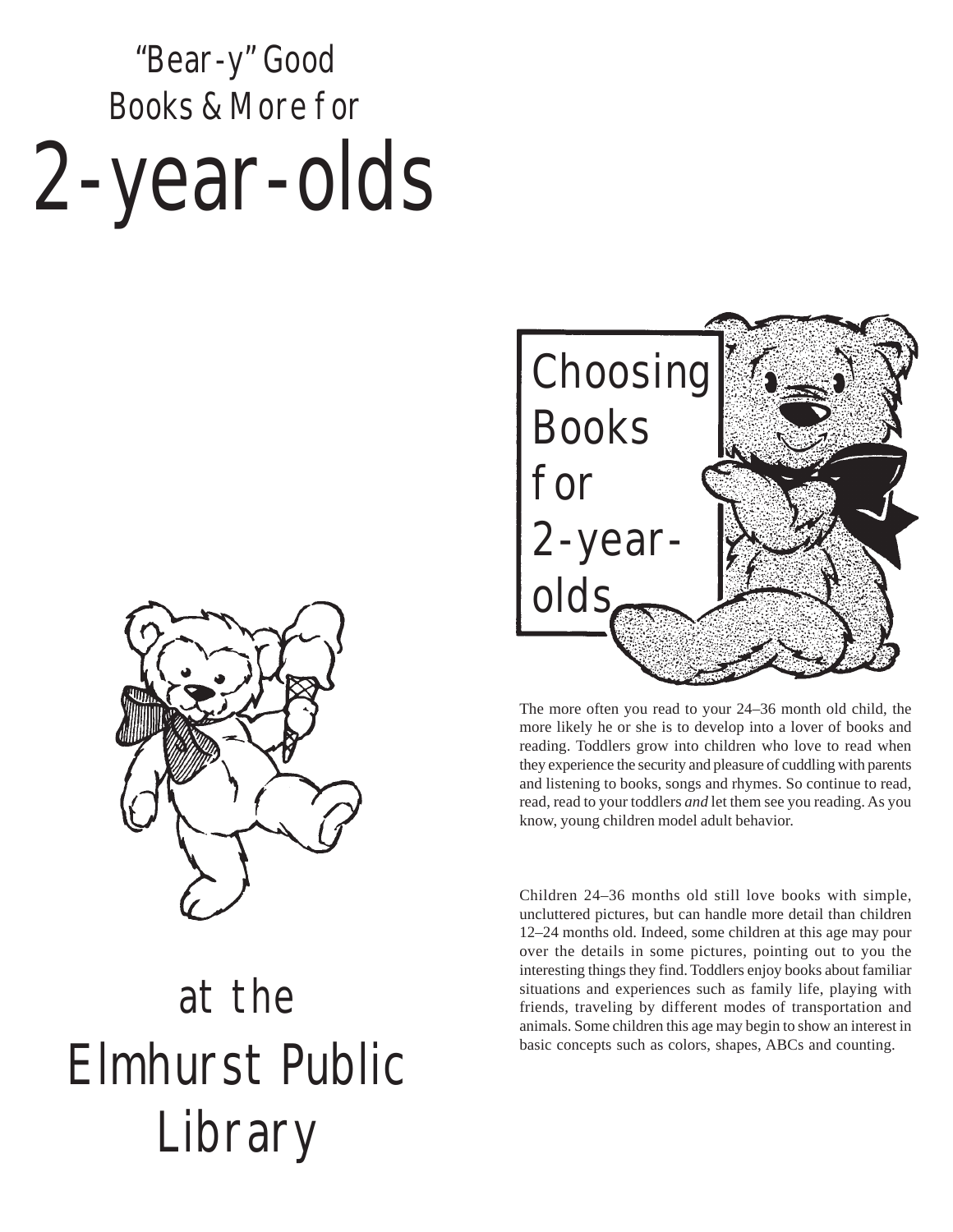# "Bear-y" Good Books & More for 2-year-olds

at the Elmhurst Public Library

## Choosing Books for 2-year-olds

The more often you read to your 24–36 month old child, the more likely he or she is to develop into a lover of books and reading. Toddlers grow into children who love to read when they experience the security and pleasure of cuddling with parents and listening to books, songs and rhymes. So continue to read, read, read to your toddlers *and* let them see you reading. As you know, young children model adult behavior.

Children 24–36 months old still love books with simple, uncluttered pictures, but can handle more detail than children 12–24 months old. Indeed, some children at this age may pour over the details in some pictures, pointing out to you the interesting things they find. Toddlers enjoy books about familiar situations and experiences such as family life, playing with friends, traveling by different modes of transportation and animals. Some children this age may begin to show an interest in basic concepts such as colors, shapes, ABCs and counting.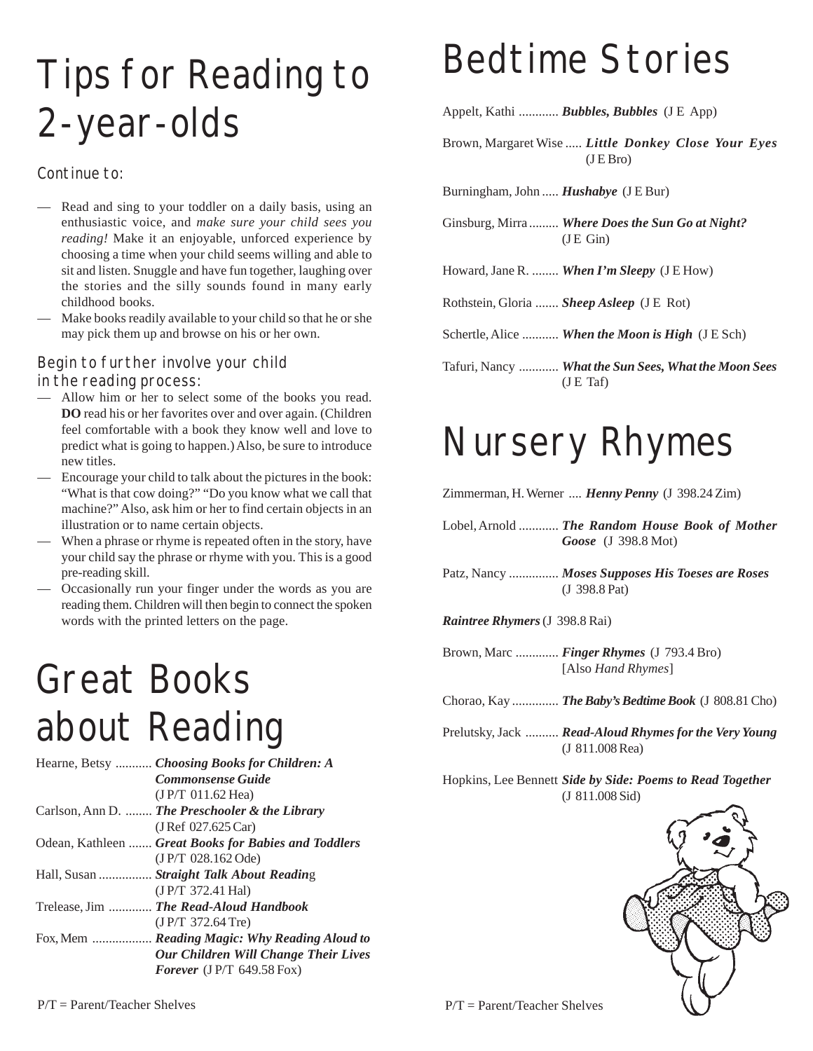# Tips for Reading to 2-year-olds

### Continue to:

- Read and sing to your toddler on a daily basis, using an enthusiastic voice, and *make sure your child sees you reading!* Make it an enjoyable, unforced experience by choosing a time when your child seems willing and able to sit and listen. Snuggle and have fun together, laughing over the stories and the silly sounds found in many early childhood books.
- Make books readily available to your child so that he or she may pick them up and browse on his or her own.

### Begin to further involve your child in the reading process:

- Allow him or her to select some of the books you read. **DO** read his or her favorites over and over again. (Children feel comfortable with a book they know well and love to predict what is going to happen.) Also, be sure to introduce new titles.
- Encourage your child to talk about the pictures in the book: "What is that cow doing?" "Do you know what we call that machine?" Also, ask him or her to find certain objects in an illustration or to name certain objects.
- When a phrase or rhyme is repeated often in the story, have your child say the phrase or rhyme with you. This is a good pre-reading skill.
- Occasionally run your finger under the words as you are reading them. Children will then begin to connect the spoken words with the printed letters on the page.

# Great Books about Reading

Hearne, Betsy ........... ***Choosing Books for Children: A Commonsense Guide*** (J P/T 011.62 Hea)

Carlson, Ann D. ........ ***The Preschooler & the Library*** (J Ref 027.625 Car)

Odean, Kathleen ....... ***Great Books for Babies and Toddlers*** (J P/T 028.162 Ode)

Hall, Susan ................ ***Straight Talk About Reading*** (J P/T 372.41 Hal)

Trelease, Jim ............. ***The Read-Aloud Handbook*** (J P/T 372.64 Tre)

Fox, Mem .................. ***Reading Magic: Why Reading Aloud to Our Children Will Change Their Lives Forever*** (J P/T 649.58 Fox)

P/T = Parent/Teacher Shelves

# Bedtime Stories

Appelt, Kathi ............ ***Bubbles, Bubbles*** (J E App)

Brown, Margaret Wise ..... ***Little Donkey Close Your Eyes*** (J E Bro)

Burningham, John ..... ***Hushabye*** (J E Bur)

Ginsburg, Mirra ......... ***Where Does the Sun Go at Night?*** (J E Gin)

Howard, Jane R. ........ ***When I'm Sleepy*** (J E How)

Rothstein, Gloria ....... ***Sheep Asleep*** (J E Rot)

Schertle, Alice ........... ***When the Moon is High*** (J E Sch)

Tafuri, Nancy ............ ***What the Sun Sees, What the Moon Sees*** (J E Taf)

# Nursery Rhymes

Zimmerman, H. Werner .... ***Henny Penny*** (J 398.24 Zim)

Lobel, Arnold ............ ***The Random House Book of Mother Goose*** (J 398.8 Mot)

Patz, Nancy ............... ***Moses Supposes His Toeses are Roses*** (J 398.8 Pat)

***Raintree Rhymers*** (J 398.8 Rai)

Brown, Marc ............. ***Finger Rhymes*** (J 793.4 Bro) [Also *Hand Rhymes*]

Chorao, Kay .............. ***The Baby's Bedtime Book*** (J 808.81 Cho)

Prelutsky, Jack .......... ***Read-Aloud Rhymes for the Very Young*** (J 811.008 Rea)

Hopkins, Lee Bennett ***Side by Side: Poems to Read Together*** (J 811.008 Sid)

P/T = Parent/Teacher Shelves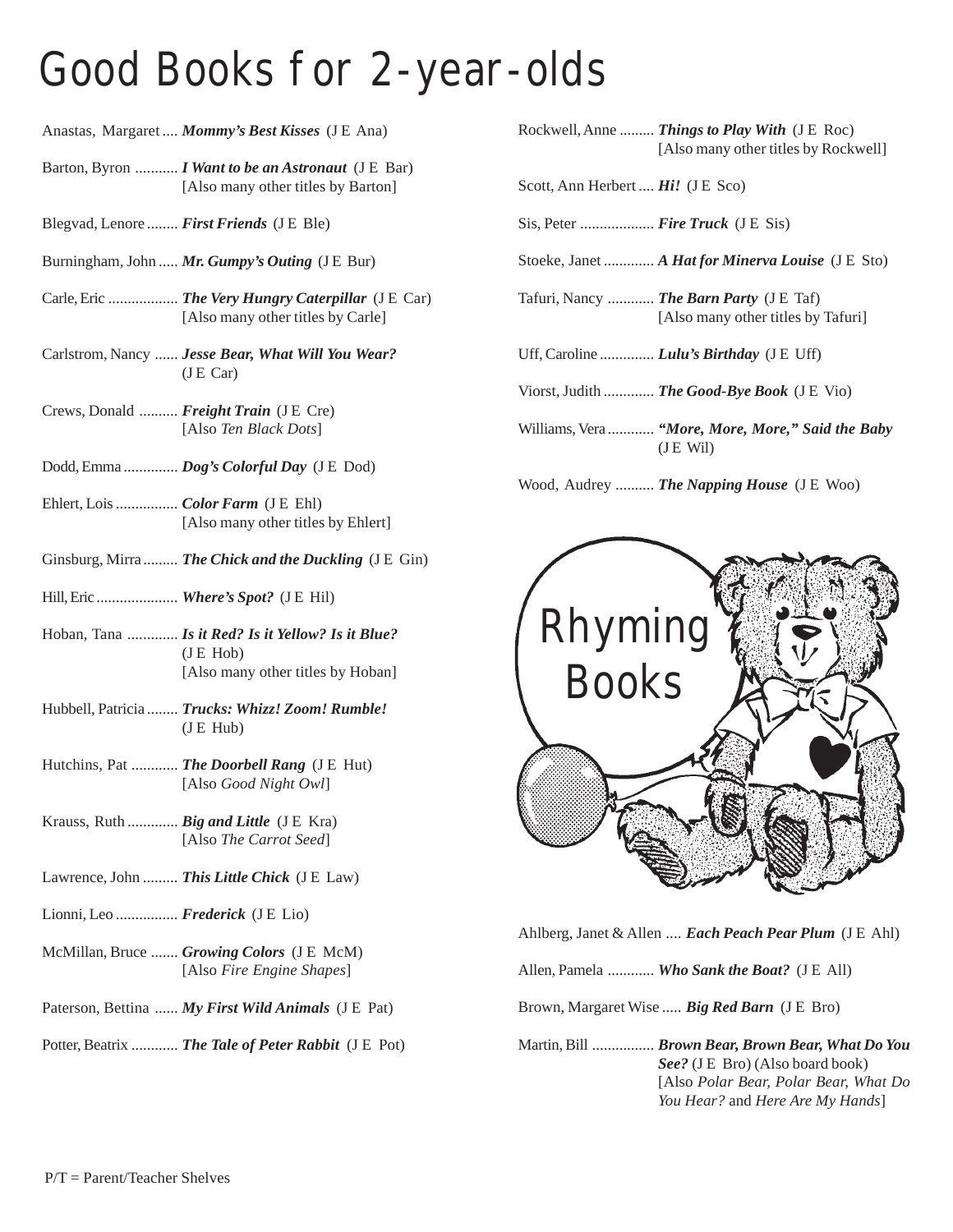# Good Books for 2-year-olds

Anastas, Margaret .... ***Mommy's Best Kisses*** (J E Ana)

Barton, Byron ........... ***I Want to be an Astronaut*** (J E Bar)
[Also many other titles by Barton]

Blegvad, Lenore ........ ***First Friends*** (J E Ble)

Burningham, John ..... ***Mr. Gumpy's Outing*** (J E Bur)

Carle, Eric .................. ***The Very Hungry Caterpillar*** (J E Car)
[Also many other titles by Carle]

Carlstrom, Nancy ...... ***Jesse Bear, What Will You Wear?*** (J E Car)

Crews, Donald .......... ***Freight Train*** (J E Cre)
[Also *Ten Black Dots*]

Dodd, Emma .............. ***Dog's Colorful Day*** (J E Dod)

Ehlert, Lois ................ ***Color Farm*** (J E Ehl)
[Also many other titles by Ehlert]

Ginsburg, Mirra ......... ***The Chick and the Duckling*** (J E Gin)

Hill, Eric ..................... ***Where's Spot?*** (J E Hil)

Hoban, Tana ............. ***Is it Red? Is it Yellow? Is it Blue?*** (J E Hob)
[Also many other titles by Hoban]

Hubbell, Patricia ........ ***Trucks: Whizz! Zoom! Rumble!*** (J E Hub)

Hutchins, Pat ............ ***The Doorbell Rang*** (J E Hut)
[Also *Good Night Owl*]

Krauss, Ruth ............. ***Big and Little*** (J E Kra)
[Also *The Carrot Seed*]

Lawrence, John ......... ***This Little Chick*** (J E Law)

Lionni, Leo ................ ***Frederick*** (J E Lio)

McMillan, Bruce ....... ***Growing Colors*** (J E McM)
[Also *Fire Engine Shapes*]

Paterson, Bettina ...... ***My First Wild Animals*** (J E Pat)

Potter, Beatrix ............ ***The Tale of Peter Rabbit*** (J E Pot)

Rockwell, Anne ......... ***Things to Play With*** (J E Roc)
[Also many other titles by Rockwell]

Scott, Ann Herbert .... ***Hi!*** (J E Sco)

Sis, Peter ................... ***Fire Truck*** (J E Sis)

Stoeke, Janet ............. ***A Hat for Minerva Louise*** (J E Sto)

Tafuri, Nancy ............ ***The Barn Party*** (J E Taf)
[Also many other titles by Tafuri]

Uff, Caroline .............. ***Lulu's Birthday*** (J E Uff)

Viorst, Judith ............. ***The Good-Bye Book*** (J E Vio)

Williams, Vera ............ ***"More, More, More," Said the Baby*** (J E Wil)

Wood, Audrey .......... ***The Napping House*** (J E Woo)

## Rhyming Books

Ahlberg, Janet & Allen .... ***Each Peach Pear Plum*** (J E Ahl)

Allen, Pamela ............ ***Who Sank the Boat?*** (J E All)

Brown, Margaret Wise ..... ***Big Red Barn*** (J E Bro)

Martin, Bill ................ ***Brown Bear, Brown Bear, What Do You See?*** (J E Bro) (Also board book)
[Also *Polar Bear, Polar Bear, What Do You Hear?* and *Here Are My Hands*]

P/T = Parent/Teacher Shelves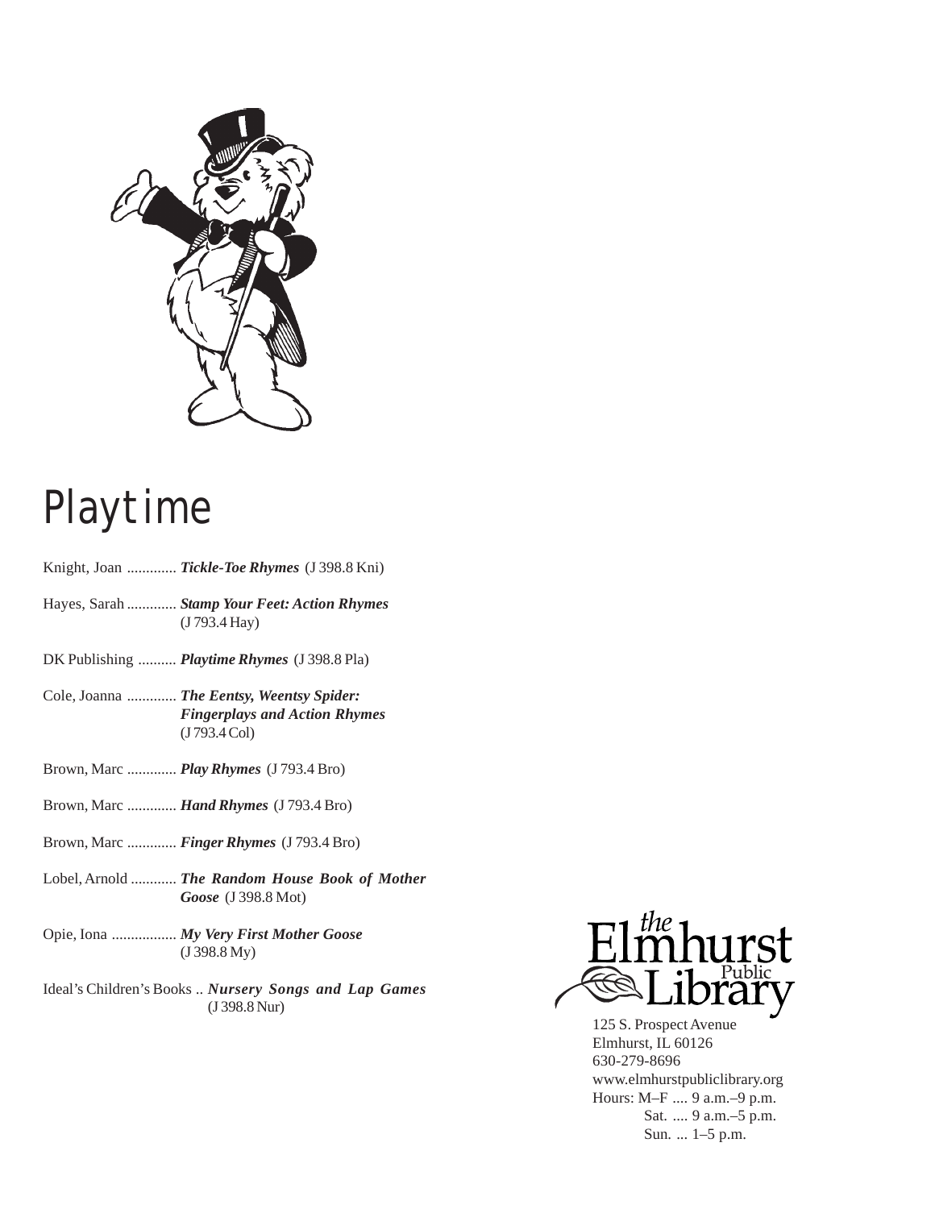# Playtime

Knight, Joan ............. ***Tickle-Toe Rhymes*** (J 398.8 Kni)

Hayes, Sarah ............. ***Stamp Your Feet: Action Rhymes*** (J 793.4 Hay)

DK Publishing .......... ***Playtime Rhymes*** (J 398.8 Pla)

Cole, Joanna ............. ***The Eentsy, Weentsy Spider: Fingerplays and Action Rhymes*** (J 793.4 Col)

Brown, Marc ............. ***Play Rhymes*** (J 793.4 Bro)

Brown, Marc ............. ***Hand Rhymes*** (J 793.4 Bro)

Brown, Marc ............. ***Finger Rhymes*** (J 793.4 Bro)

Lobel, Arnold ............ ***The Random House Book of Mother Goose*** (J 398.8 Mot)

Opie, Iona ................. ***My Very First Mother Goose*** (J 398.8 My)

Ideal's Children's Books .. ***Nursery Songs and Lap Games*** (J 398.8 Nur)

the Elmhurst Public Library

125 S. Prospect Avenue
Elmhurst, IL 60126
630-279-8696
www.elmhurstpubliclibrary.org
Hours: M–F .... 9 a.m.–9 p.m.
Sat. .... 9 a.m.–5 p.m.
Sun. ... 1–5 p.m.